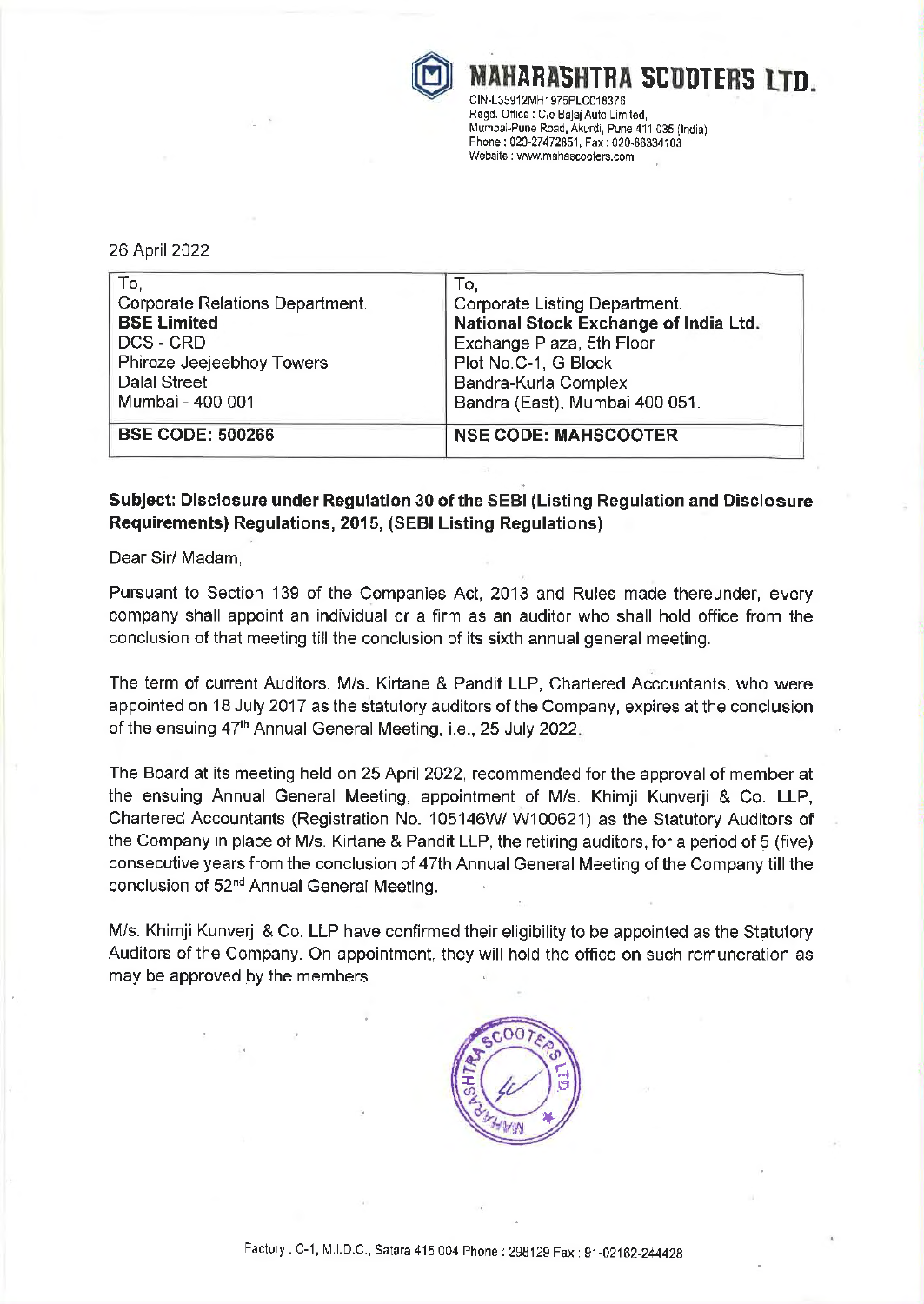**MAHARASHTRA SCOOTERS LTD.**

CIN-L35912MH1975PLC018376
Regd. Office : C/o Bajaj Auto Limited,
Mumbai-Pune Road, Akurdi, Pune 411 035 (India)
Phone : 020-27472851, Fax : 020-66334103
Website : www.mahascooters.com

26 April 2022

| To,<br>Corporate Relations Department.<br>**BSE Limited**<br>DCS - CRD<br>Phiroze Jeejeebhoy Towers<br>Dalal Street,<br>Mumbai - 400 001 | To,<br>Corporate Listing Department.<br>**National Stock Exchange of India Ltd.**<br>Exchange Plaza, 5th Floor<br>Plot No.C-1, G Block<br>Bandra-Kurla Complex<br>Bandra (East), Mumbai 400 051. |
|---|---|
| **BSE CODE: 500266** | **NSE CODE: MAHSCOOTER** |

**Subject: Disclosure under Regulation 30 of the SEBI (Listing Regulation and Disclosure Requirements) Regulations, 2015, (SEBI Listing Regulations)**

Dear Sir/ Madam,

Pursuant to Section 139 of the Companies Act, 2013 and Rules made thereunder, every company shall appoint an individual or a firm as an auditor who shall hold office from the conclusion of that meeting till the conclusion of its sixth annual general meeting.

The term of current Auditors, M/s. Kirtane & Pandit LLP, Chartered Accountants, who were appointed on 18 July 2017 as the statutory auditors of the Company, expires at the conclusion of the ensuing 47th Annual General Meeting, i.e., 25 July 2022.

The Board at its meeting held on 25 April 2022, recommended for the approval of member at the ensuing Annual General Meeting, appointment of M/s. Khimji Kunverji & Co. LLP, Chartered Accountants (Registration No. 105146W/ W100621) as the Statutory Auditors of the Company in place of M/s. Kirtane & Pandit LLP, the retiring auditors, for a period of 5 (five) consecutive years from the conclusion of 47th Annual General Meeting of the Company till the conclusion of 52nd Annual General Meeting.

M/s. Khimji Kunverji & Co. LLP have confirmed their eligibility to be appointed as the Statutory Auditors of the Company. On appointment, they will hold the office on such remuneration as may be approved by the members.

Factory : C-1, M.I.D.C., Satara 415 004 Phone : 298129 Fax : 91-02162-244428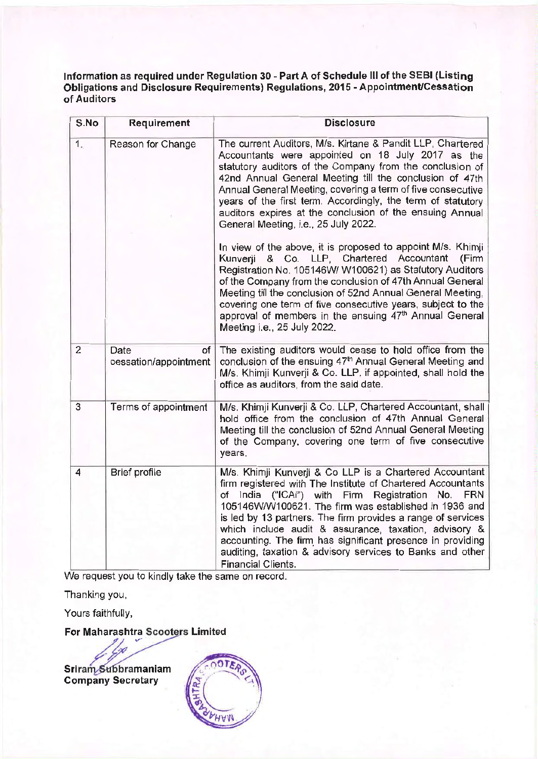**Information as required under Regulation 30 - Part A of Schedule III of the SEBI (Listing Obligations and Disclosure Requirements) Regulations, 2015 - Appointment/Cessation of Auditors**

| S.No | Requirement | Disclosure |
|---|---|---|
| 1. | Reason for Change | The current Auditors, M/s. Kirtane & Pandit LLP, Chartered Accountants were appointed on 18 July 2017 as the statutory auditors of the Company from the conclusion of 42nd Annual General Meeting till the conclusion of 47th Annual General Meeting, covering a term of five consecutive years of the first term. Accordingly, the term of statutory auditors expires at the conclusion of the ensuing Annual General Meeting, i.e., 25 July 2022.<br><br>In view of the above, it is proposed to appoint M/s. Khimji Kunverji & Co. LLP, Chartered Accountant (Firm Registration No. 105146W/ W100621) as Statutory Auditors of the Company from the conclusion of 47th Annual General Meeting till the conclusion of 52nd Annual General Meeting, covering one term of five consecutive years, subject to the approval of members in the ensuing 47th Annual General Meeting i.e., 25 July 2022. |
| 2 | Date of cessation/appointment | The existing auditors would cease to hold office from the conclusion of the ensuing 47th Annual General Meeting and M/s. Khimji Kunverji & Co. LLP, if appointed, shall hold the office as auditors, from the said date. |
| 3 | Terms of appointment | M/s. Khimji Kunverji & Co. LLP, Chartered Accountant, shall hold office from the conclusion of 47th Annual General Meeting till the conclusion of 52nd Annual General Meeting of the Company, covering one term of five consecutive years. |
| 4 | Brief profile | M/s. Khimji Kunverji & Co LLP is a Chartered Accountant firm registered with The Institute of Chartered Accountants of India ("ICAI") with Firm Registration No. FRN 105146W/W100621. The firm was established in 1936 and is led by 13 partners. The firm provides a range of services which include audit & assurance, taxation, advisory & accounting. The firm has significant presence in providing auditing, taxation & advisory services to Banks and other Financial Clients. |

We request you to kindly take the same on record.

Thanking you,

Yours faithfully,

**For Maharashtra Scooters Limited**

**Sriram Subbramaniam**
**Company Secretary**